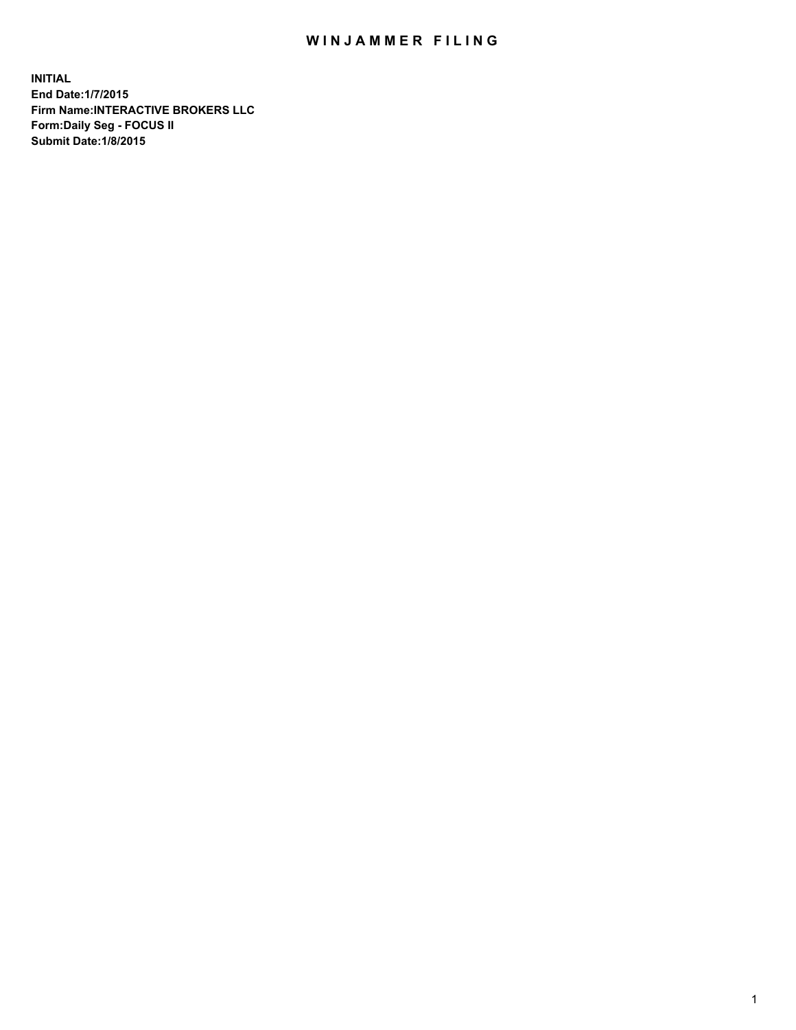# WINJAMMER FILING

**INITIAL**
**End Date:1/7/2015**
**Firm Name:INTERACTIVE BROKERS LLC**
**Form:Daily Seg - FOCUS II**
**Submit Date:1/8/2015**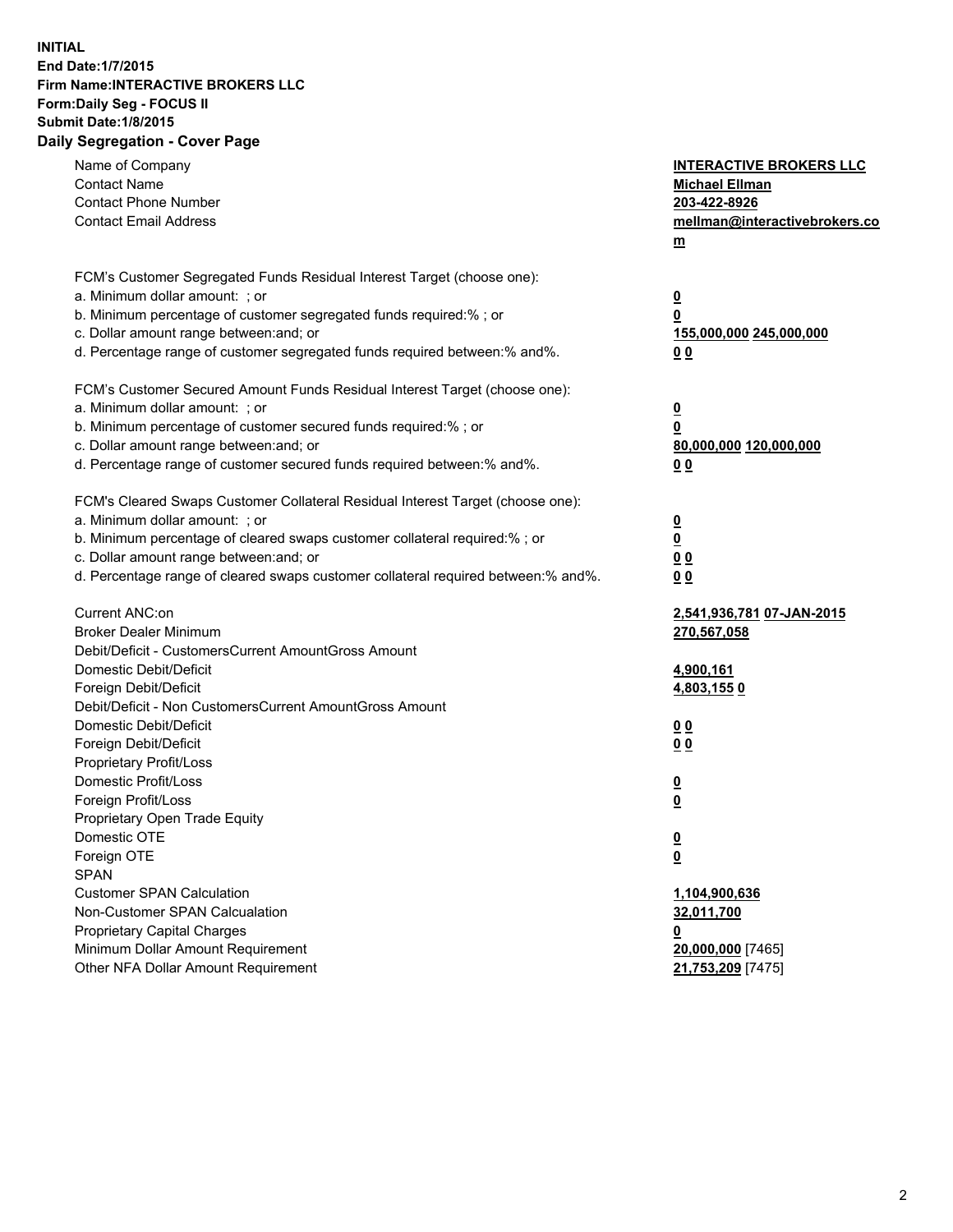**INITIAL**
**End Date:1/7/2015**
**Firm Name:INTERACTIVE BROKERS LLC**
**Form:Daily Seg - FOCUS II**
**Submit Date:1/8/2015**

## Daily Segregation - Cover Page

| | |
|---|---|
| Name of Company | **INTERACTIVE BROKERS LLC** |
| Contact Name | **Michael Ellman** |
| Contact Phone Number | **203-422-8926** |
| Contact Email Address | **mellman@interactivebrokers.com** |
| | |
| FCM's Customer Segregated Funds Residual Interest Target (choose one): | |
| a. Minimum dollar amount: ; or | **0** |
| b. Minimum percentage of customer segregated funds required:% ; or | **0** |
| c. Dollar amount range between:and; or | **155,000,000** **245,000,000** |
| d. Percentage range of customer segregated funds required between:% and%. | **0** **0** |
| | |
| FCM's Customer Secured Amount Funds Residual Interest Target (choose one): | |
| a. Minimum dollar amount: ; or | **0** |
| b. Minimum percentage of customer secured funds required:% ; or | **0** |
| c. Dollar amount range between:and; or | **80,000,000** **120,000,000** |
| d. Percentage range of customer secured funds required between:% and%. | **0** **0** |
| | |
| FCM's Cleared Swaps Customer Collateral Residual Interest Target (choose one): | |
| a. Minimum dollar amount: ; or | **0** |
| b. Minimum percentage of cleared swaps customer collateral required:% ; or | **0** |
| c. Dollar amount range between:and; or | **0** **0** |
| d. Percentage range of cleared swaps customer collateral required between:% and%. | **0** **0** |
| | |
| Current ANC:on | **2,541,936,781** **07-JAN-2015** |
| Broker Dealer Minimum | **270,567,058** |
| Debit/Deficit - CustomersCurrent AmountGross Amount | |
| Domestic Debit/Deficit | **4,900,161** |
| Foreign Debit/Deficit | **4,803,155** **0** |
| Debit/Deficit - Non CustomersCurrent AmountGross Amount | |
| Domestic Debit/Deficit | **0** **0** |
| Foreign Debit/Deficit | **0** **0** |
| Proprietary Profit/Loss | |
| Domestic Profit/Loss | **0** |
| Foreign Profit/Loss | **0** |
| Proprietary Open Trade Equity | |
| Domestic OTE | **0** |
| Foreign OTE | **0** |
| SPAN | |
| Customer SPAN Calculation | **1,104,900,636** |
| Non-Customer SPAN Calcualation | **32,011,700** |
| Proprietary Capital Charges | **0** |
| Minimum Dollar Amount Requirement | **20,000,000** [7465] |
| Other NFA Dollar Amount Requirement | **21,753,209** [7475] |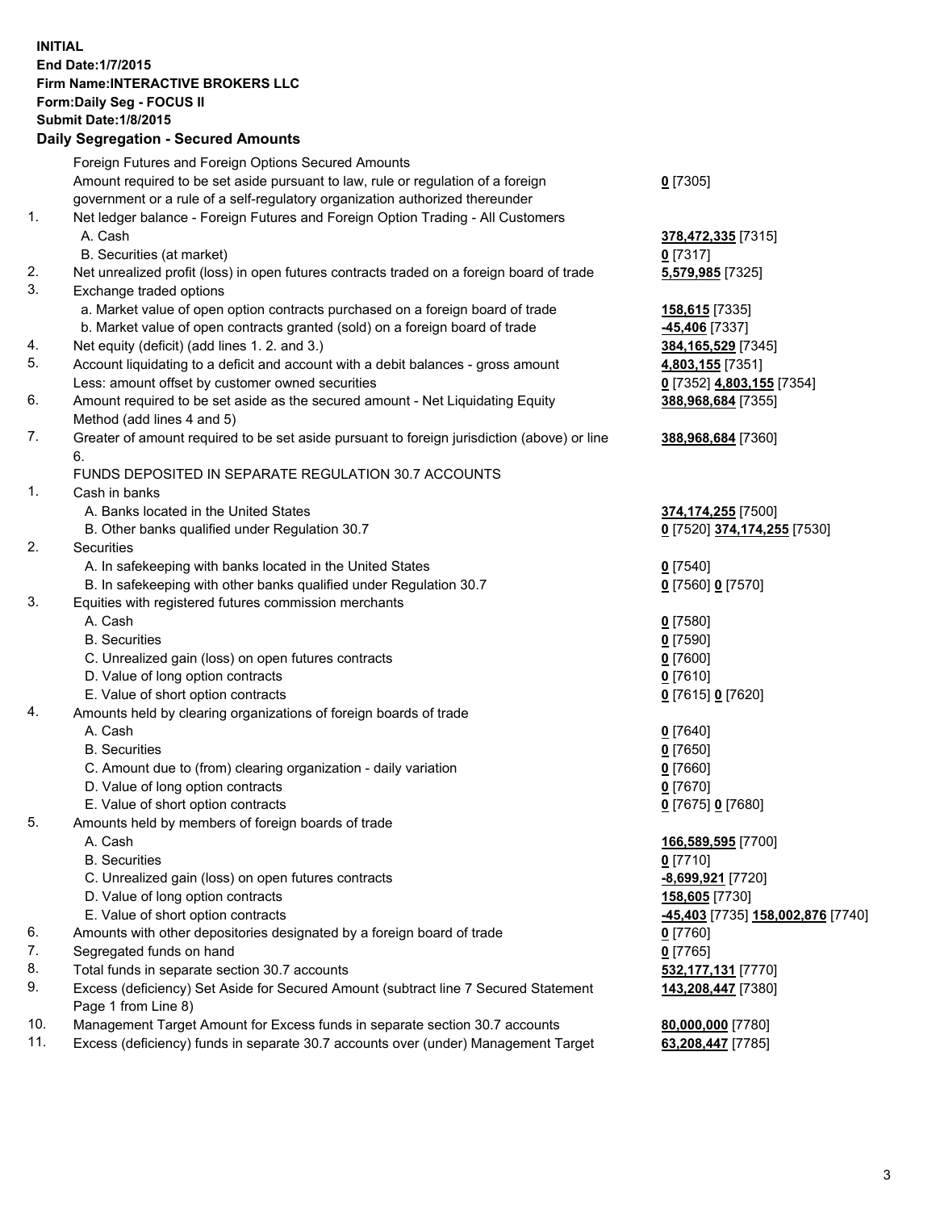**INITIAL**
**End Date:1/7/2015**
**Firm Name:INTERACTIVE BROKERS LLC**
**Form:Daily Seg - FOCUS II**
**Submit Date:1/8/2015**

## Daily Segregation - Secured Amounts

| | | |
|---|---|---|
| | Foreign Futures and Foreign Options Secured Amounts | |
| | Amount required to be set aside pursuant to law, rule or regulation of a foreign government or a rule of a self-regulatory organization authorized thereunder | **0** [7305] |
| 1. | Net ledger balance - Foreign Futures and Foreign Option Trading - All Customers | |
| | A. Cash | **378,472,335** [7315] |
| | B. Securities (at market) | **0** [7317] |
| 2. | Net unrealized profit (loss) in open futures contracts traded on a foreign board of trade | **5,579,985** [7325] |
| 3. | Exchange traded options | |
| | a. Market value of open option contracts purchased on a foreign board of trade | **158,615** [7335] |
| | b. Market value of open contracts granted (sold) on a foreign board of trade | **-45,406** [7337] |
| 4. | Net equity (deficit) (add lines 1. 2. and 3.) | **384,165,529** [7345] |
| 5. | Account liquidating to a deficit and account with a debit balances - gross amount | **4,803,155** [7351] |
| | Less: amount offset by customer owned securities | **0** [7352] **4,803,155** [7354] |
| 6. | Amount required to be set aside as the secured amount - Net Liquidating Equity Method (add lines 4 and 5) | **388,968,684** [7355] |
| 7. | Greater of amount required to be set aside pursuant to foreign jurisdiction (above) or line 6. | **388,968,684** [7360] |
| | FUNDS DEPOSITED IN SEPARATE REGULATION 30.7 ACCOUNTS | |
| 1. | Cash in banks | |
| | A. Banks located in the United States | **374,174,255** [7500] |
| | B. Other banks qualified under Regulation 30.7 | **0** [7520] **374,174,255** [7530] |
| 2. | Securities | |
| | A. In safekeeping with banks located in the United States | **0** [7540] |
| | B. In safekeeping with other banks qualified under Regulation 30.7 | **0** [7560] **0** [7570] |
| 3. | Equities with registered futures commission merchants | |
| | A. Cash | **0** [7580] |
| | B. Securities | **0** [7590] |
| | C. Unrealized gain (loss) on open futures contracts | **0** [7600] |
| | D. Value of long option contracts | **0** [7610] |
| | E. Value of short option contracts | **0** [7615] **0** [7620] |
| 4. | Amounts held by clearing organizations of foreign boards of trade | |
| | A. Cash | **0** [7640] |
| | B. Securities | **0** [7650] |
| | C. Amount due to (from) clearing organization - daily variation | **0** [7660] |
| | D. Value of long option contracts | **0** [7670] |
| | E. Value of short option contracts | **0** [7675] **0** [7680] |
| 5. | Amounts held by members of foreign boards of trade | |
| | A. Cash | **166,589,595** [7700] |
| | B. Securities | **0** [7710] |
| | C. Unrealized gain (loss) on open futures contracts | **-8,699,921** [7720] |
| | D. Value of long option contracts | **158,605** [7730] |
| | E. Value of short option contracts | **-45,403** [7735] **158,002,876** [7740] |
| 6. | Amounts with other depositories designated by a foreign board of trade | **0** [7760] |
| 7. | Segregated funds on hand | **0** [7765] |
| 8. | Total funds in separate section 30.7 accounts | **532,177,131** [7770] |
| 9. | Excess (deficiency) Set Aside for Secured Amount (subtract line 7 Secured Statement Page 1 from Line 8) | **143,208,447** [7380] |
| 10. | Management Target Amount for Excess funds in separate section 30.7 accounts | **80,000,000** [7780] |
| 11. | Excess (deficiency) funds in separate 30.7 accounts over (under) Management Target | **63,208,447** [7785] |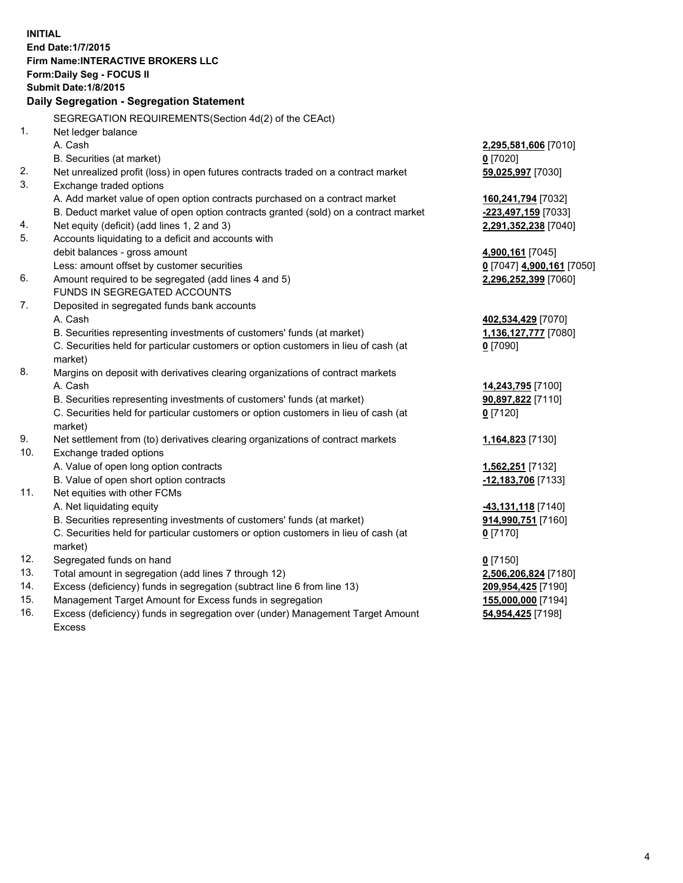**INITIAL**
**End Date:1/7/2015**
**Firm Name:INTERACTIVE BROKERS LLC**
**Form:Daily Seg - FOCUS II**
**Submit Date:1/8/2015**

### Daily Segregation - Segregation Statement

| | SEGREGATION REQUIREMENTS(Section 4d(2) of the CEAct) | |
|---|---|---|
| 1. | Net ledger balance | |
| | A. Cash | **2,295,581,606** [7010] |
| | B. Securities (at market) | **0** [7020] |
| 2. | Net unrealized profit (loss) in open futures contracts traded on a contract market | **59,025,997** [7030] |
| 3. | Exchange traded options | |
| | A. Add market value of open option contracts purchased on a contract market | **160,241,794** [7032] |
| | B. Deduct market value of open option contracts granted (sold) on a contract market | **-223,497,159** [7033] |
| 4. | Net equity (deficit) (add lines 1, 2 and 3) | **2,291,352,238** [7040] |
| 5. | Accounts liquidating to a deficit and accounts with debit balances - gross amount | **4,900,161** [7045] |
| | Less: amount offset by customer securities | **0** [7047] **4,900,161** [7050] |
| 6. | Amount required to be segregated (add lines 4 and 5) | **2,296,252,399** [7060] |
| | FUNDS IN SEGREGATED ACCOUNTS | |
| 7. | Deposited in segregated funds bank accounts | |
| | A. Cash | **402,534,429** [7070] |
| | B. Securities representing investments of customers' funds (at market) | **1,136,127,777** [7080] |
| | C. Securities held for particular customers or option customers in lieu of cash (at market) | **0** [7090] |
| 8. | Margins on deposit with derivatives clearing organizations of contract markets | |
| | A. Cash | **14,243,795** [7100] |
| | B. Securities representing investments of customers' funds (at market) | **90,897,822** [7110] |
| | C. Securities held for particular customers or option customers in lieu of cash (at market) | **0** [7120] |
| 9. | Net settlement from (to) derivatives clearing organizations of contract markets | **1,164,823** [7130] |
| 10. | Exchange traded options | |
| | A. Value of open long option contracts | **1,562,251** [7132] |
| | B. Value of open short option contracts | **-12,183,706** [7133] |
| 11. | Net equities with other FCMs | |
| | A. Net liquidating equity | **-43,131,118** [7140] |
| | B. Securities representing investments of customers' funds (at market) | **914,990,751** [7160] |
| | C. Securities held for particular customers or option customers in lieu of cash (at market) | **0** [7170] |
| 12. | Segregated funds on hand | **0** [7150] |
| 13. | Total amount in segregation (add lines 7 through 12) | **2,506,206,824** [7180] |
| 14. | Excess (deficiency) funds in segregation (subtract line 6 from line 13) | **209,954,425** [7190] |
| 15. | Management Target Amount for Excess funds in segregation | **155,000,000** [7194] |
| 16. | Excess (deficiency) funds in segregation over (under) Management Target Amount Excess | **54,954,425** [7198] |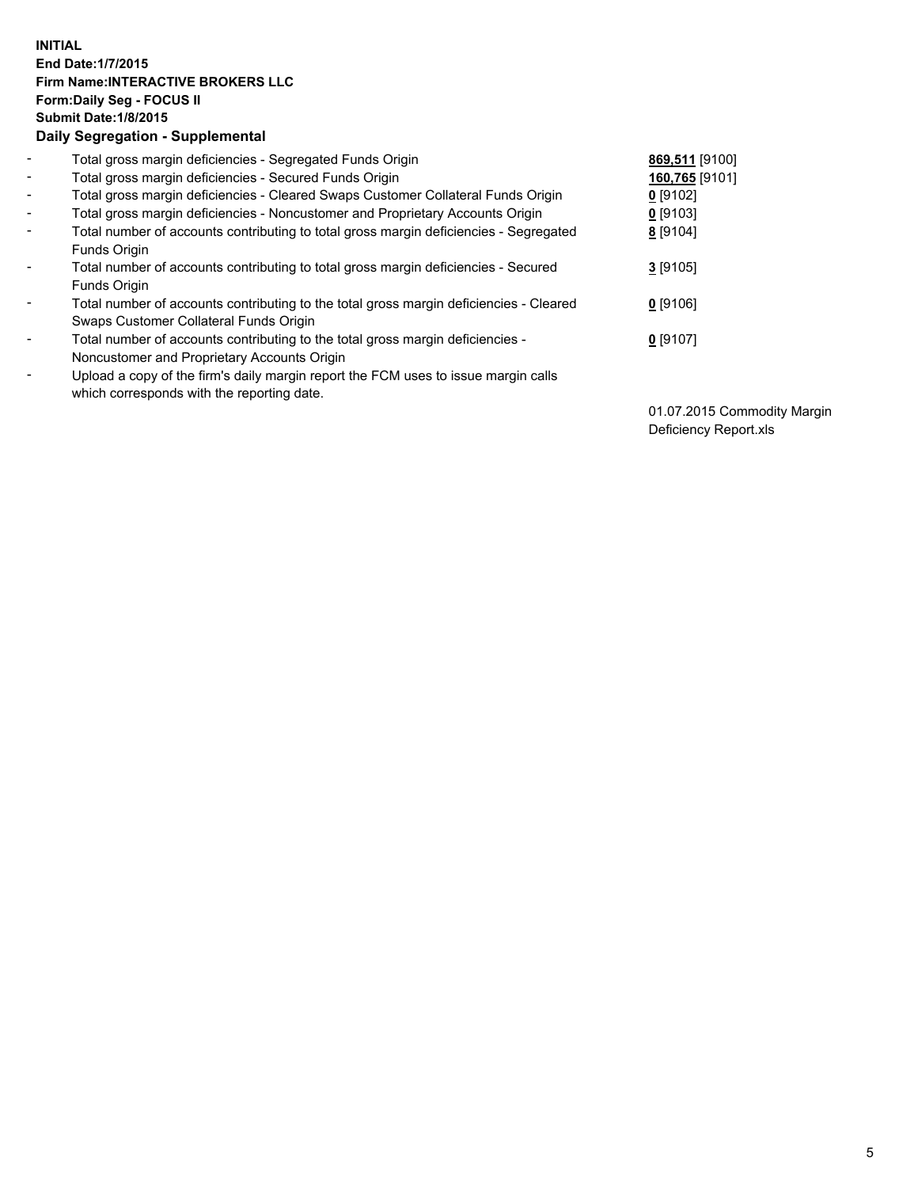**INITIAL**
**End Date:1/7/2015**
**Firm Name:INTERACTIVE BROKERS LLC**
**Form:Daily Seg - FOCUS II**
**Submit Date:1/8/2015**

## Daily Segregation - Supplemental

| | | |
|---|---|---|
| - | Total gross margin deficiencies - Segregated Funds Origin | **869,511** [9100] |
| - | Total gross margin deficiencies - Secured Funds Origin | **160,765** [9101] |
| - | Total gross margin deficiencies - Cleared Swaps Customer Collateral Funds Origin | **0** [9102] |
| - | Total gross margin deficiencies - Noncustomer and Proprietary Accounts Origin | **0** [9103] |
| - | Total number of accounts contributing to total gross margin deficiencies - Segregated Funds Origin | **8** [9104] |
| - | Total number of accounts contributing to total gross margin deficiencies - Secured Funds Origin | **3** [9105] |
| - | Total number of accounts contributing to the total gross margin deficiencies - Cleared Swaps Customer Collateral Funds Origin | **0** [9106] |
| - | Total number of accounts contributing to the total gross margin deficiencies - Noncustomer and Proprietary Accounts Origin | **0** [9107] |
| - | Upload a copy of the firm's daily margin report the FCM uses to issue margin calls which corresponds with the reporting date. | 01.07.2015 Commodity Margin Deficiency Report.xls |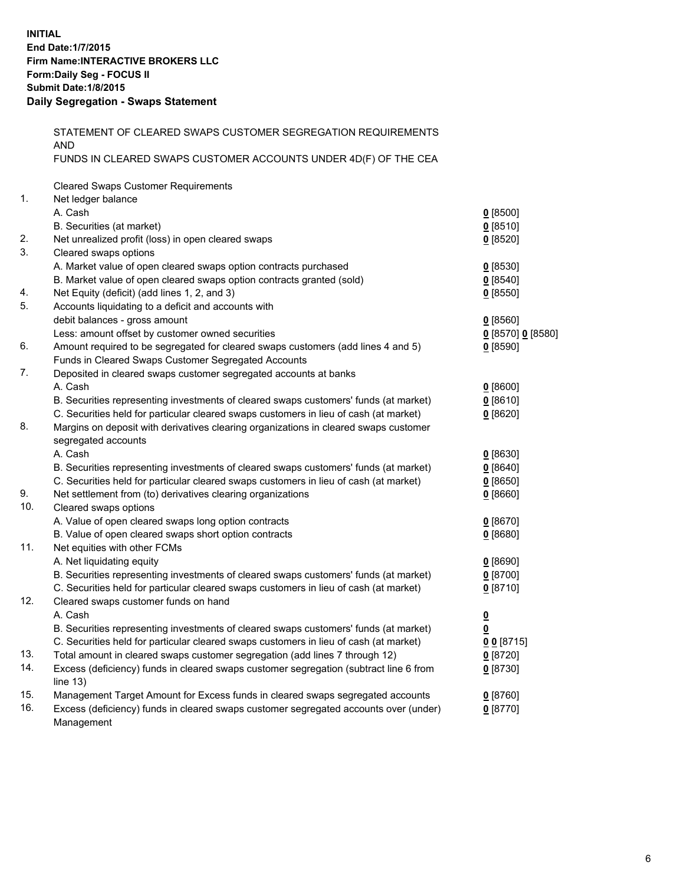**INITIAL**
**End Date:1/7/2015**
**Firm Name:INTERACTIVE BROKERS LLC**
**Form:Daily Seg - FOCUS II**
**Submit Date:1/8/2015**
**Daily Segregation - Swaps Statement**

STATEMENT OF CLEARED SWAPS CUSTOMER SEGREGATION REQUIREMENTS AND FUNDS IN CLEARED SWAPS CUSTOMER ACCOUNTS UNDER 4D(F) OF THE CEA

| | | |
|---|---|---|
| | Cleared Swaps Customer Requirements | |
| 1. | Net ledger balance | |
| | A. Cash | 0 [8500] |
| | B. Securities (at market) | 0 [8510] |
| 2. | Net unrealized profit (loss) in open cleared swaps | 0 [8520] |
| 3. | Cleared swaps options | |
| | A. Market value of open cleared swaps option contracts purchased | 0 [8530] |
| | B. Market value of open cleared swaps option contracts granted (sold) | 0 [8540] |
| 4. | Net Equity (deficit) (add lines 1, 2, and 3) | 0 [8550] |
| 5. | Accounts liquidating to a deficit and accounts with | |
| | debit balances - gross amount | 0 [8560] |
| | Less: amount offset by customer owned securities | 0 [8570] 0 [8580] |
| 6. | Amount required to be segregated for cleared swaps customers (add lines 4 and 5) | 0 [8590] |
| | Funds in Cleared Swaps Customer Segregated Accounts | |
| 7. | Deposited in cleared swaps customer segregated accounts at banks | |
| | A. Cash | 0 [8600] |
| | B. Securities representing investments of cleared swaps customers' funds (at market) | 0 [8610] |
| | C. Securities held for particular cleared swaps customers in lieu of cash (at market) | 0 [8620] |
| 8. | Margins on deposit with derivatives clearing organizations in cleared swaps customer segregated accounts | |
| | A. Cash | 0 [8630] |
| | B. Securities representing investments of cleared swaps customers' funds (at market) | 0 [8640] |
| | C. Securities held for particular cleared swaps customers in lieu of cash (at market) | 0 [8650] |
| 9. | Net settlement from (to) derivatives clearing organizations | 0 [8660] |
| 10. | Cleared swaps options | |
| | A. Value of open cleared swaps long option contracts | 0 [8670] |
| | B. Value of open cleared swaps short option contracts | 0 [8680] |
| 11. | Net equities with other FCMs | |
| | A. Net liquidating equity | 0 [8690] |
| | B. Securities representing investments of cleared swaps customers' funds (at market) | 0 [8700] |
| | C. Securities held for particular cleared swaps customers in lieu of cash (at market) | 0 [8710] |
| 12. | Cleared swaps customer funds on hand | |
| | A. Cash | 0 |
| | B. Securities representing investments of cleared swaps customers' funds (at market) | 0 |
| | C. Securities held for particular cleared swaps customers in lieu of cash (at market) | 0 0 [8715] |
| 13. | Total amount in cleared swaps customer segregation (add lines 7 through 12) | 0 [8720] |
| 14. | Excess (deficiency) funds in cleared swaps customer segregation (subtract line 6 from line 13) | 0 [8730] |
| 15. | Management Target Amount for Excess funds in cleared swaps segregated accounts | 0 [8760] |
| 16. | Excess (deficiency) funds in cleared swaps customer segregated accounts over (under) Management | 0 [8770] |